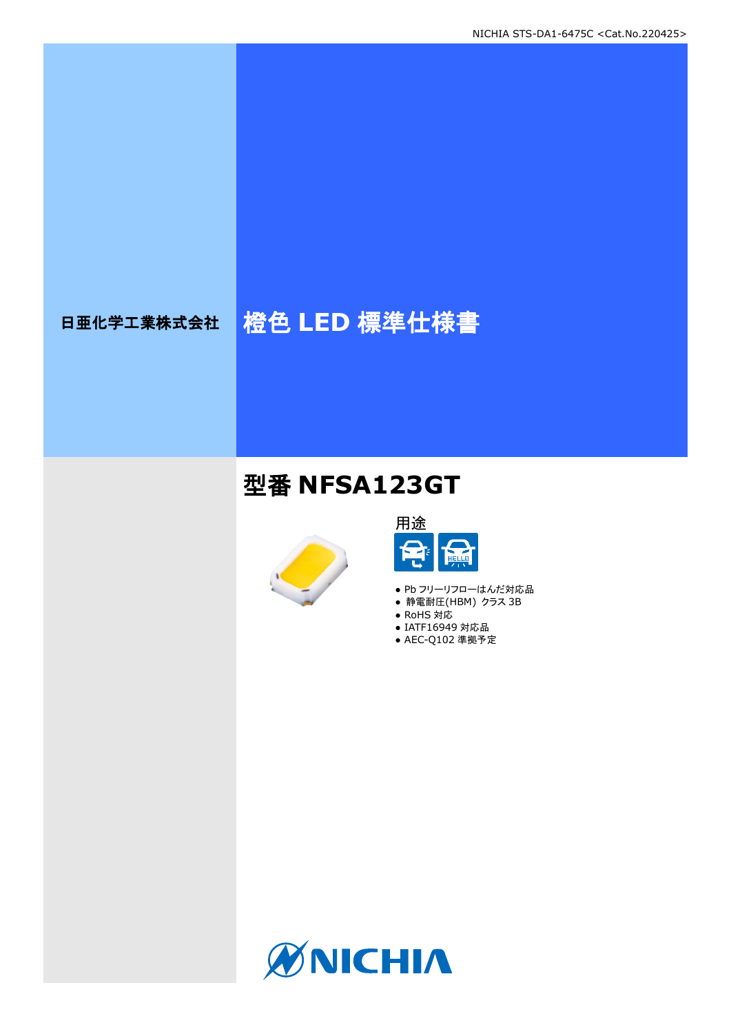日亜化学工業株式会社

# 橙色 LED 標準仕様書

## 型番 NFSA123GT

用途

- Pb フリーリフローはんだ対応品
- 静電耐圧(HBM) クラス 3B
- RoHS 対応
- IATF16949 対応品
- AEC-Q102 準拠予定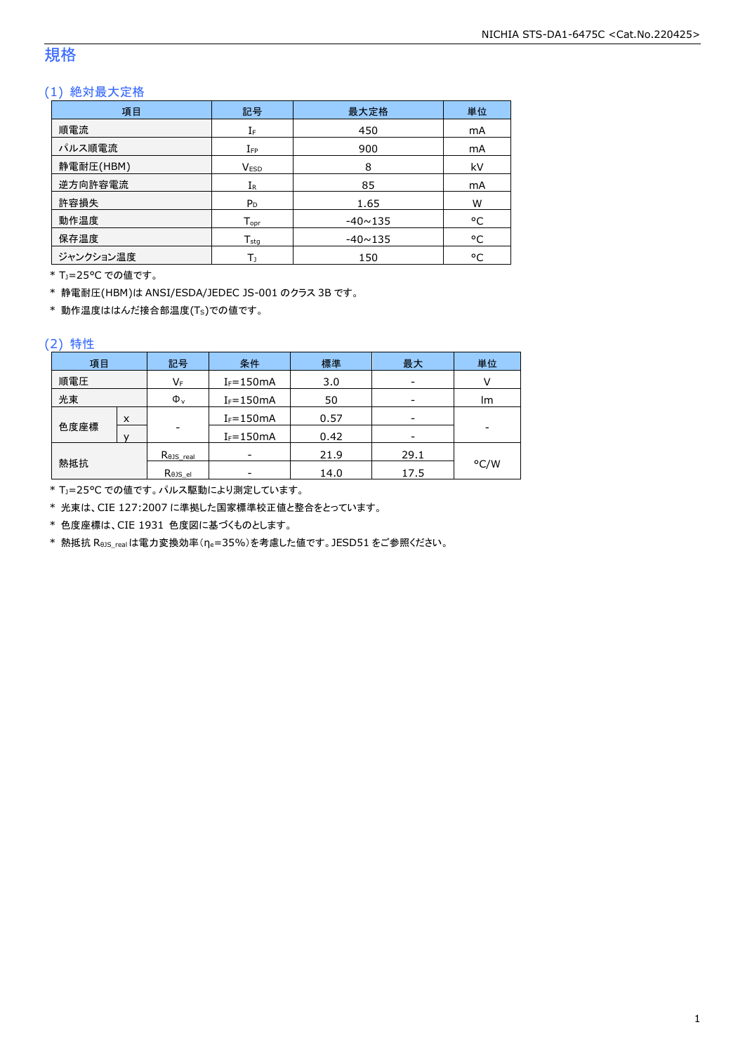# 規格

## (1) 絶対最大定格

| 項目 | 記号 | 最大定格 | 単位 |
|---|---|---|---|
| 順電流 | $I_F$ | 450 | mA |
| パルス順電流 | $I_{FP}$ | 900 | mA |
| 静電耐圧(HBM) | $V_{ESD}$ | 8 | kV |
| 逆方向許容電流 | $I_R$ | 85 | mA |
| 許容損失 | $P_D$ | 1.65 | W |
| 動作温度 | $T_{opr}$ | -40~135 | °C |
| 保存温度 | $T_{stg}$ | -40~135 | °C |
| ジャンクション温度 | $T_J$ | 150 | °C |

\* $T_J$=25°C での値です。

\* 静電耐圧(HBM)は ANSI/ESDA/JEDEC JS-001 のクラス 3B です。

\* 動作温度ははんだ接合部温度($T_S$)での値です。

## (2) 特性

| 項目 | | 記号 | 条件 | 標準 | 最大 | 単位 |
|---|---|---|---|---|---|---|
| 順電圧 | | $V_F$ | $I_F$=150mA | 3.0 | - | V |
| 光束 | | $\Phi_v$ | $I_F$=150mA | 50 | - | lm |
| 色度座標 | x | - | $I_F$=150mA | 0.57 | - | - |
| | y | | $I_F$=150mA | 0.42 | - | |
| 熱抵抗 | | $R_{\theta JS\_real}$ | - | 21.9 | 29.1 | °C/W |
| | | $R_{\theta JS\_el}$ | - | 14.0 | 17.5 | |

\* $T_J$=25°C での値です。パルス駆動により測定しています。

\* 光束は、CIE 127:2007 に準拠した国家標準校正値と整合をとっています。

\* 色度座標は、CIE 1931 色度図に基づくものとします。

\* 熱抵抗 $R_{\theta JS\_real}$ は電力変換効率($\eta_e$=35%)を考慮した値です。JESD51 をご参照ください。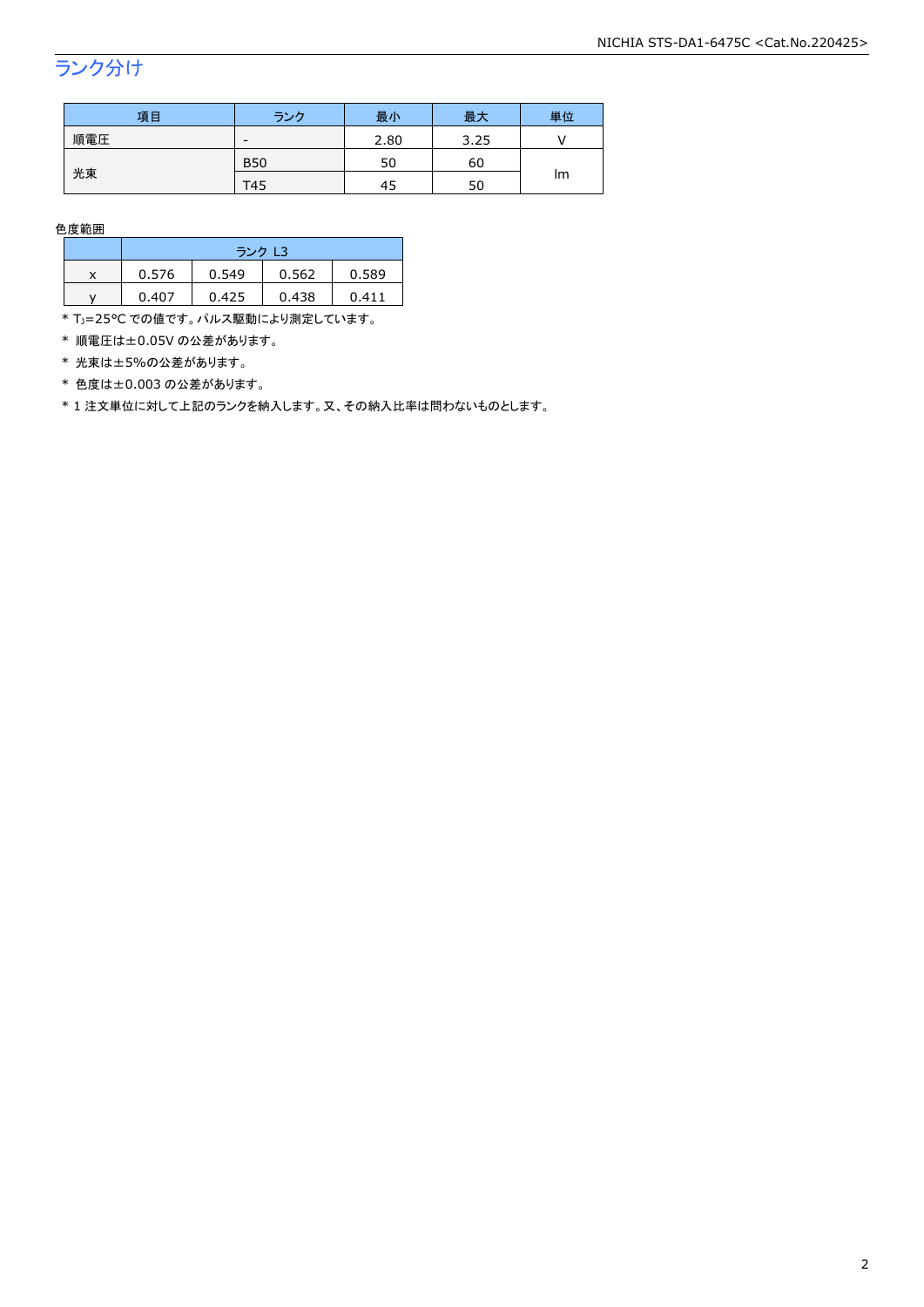## ランク分け

| 項目 | ランク | 最小 | 最大 | 単位 |
|---|---|---|---|---|
| 順電圧 | - | 2.80 | 3.25 | V |
| 光束 | B50 | 50 | 60 | lm |
| | T45 | 45 | 50 | |

色度範囲

| | ランク L3 | | | |
|---|---|---|---|---|
| x | 0.576 | 0.549 | 0.562 | 0.589 |
| y | 0.407 | 0.425 | 0.438 | 0.411 |

* $T_J$=25°C での値です。パルス駆動により測定しています。
* 順電圧は±0.05V の公差があります。
* 光束は±5%の公差があります。
* 色度は±0.003 の公差があります。
* 1 注文単位に対して上記のランクを納入します。又、その納入比率は問わないものとします。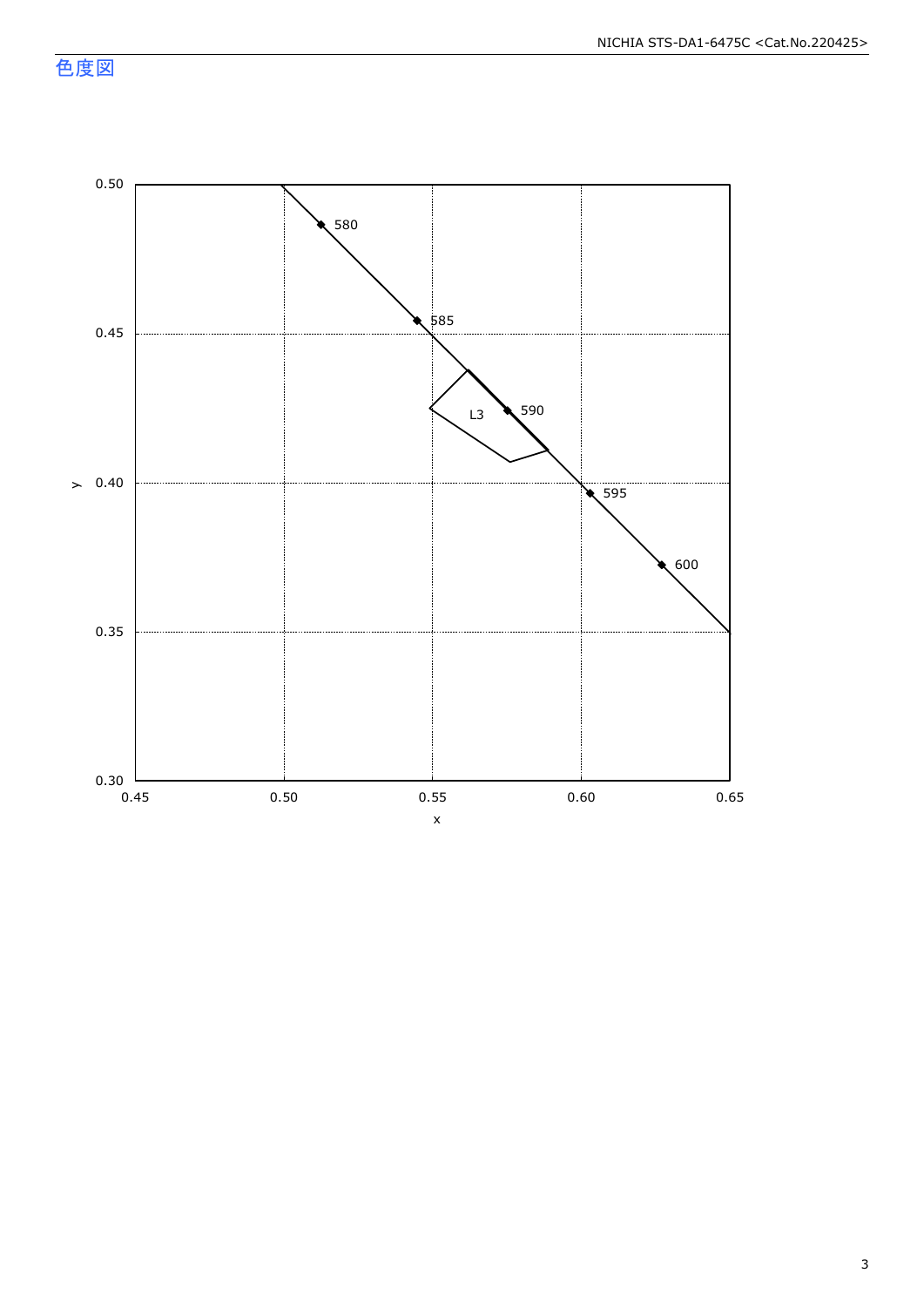## 色度図

0.50
0.45
0.40
0.35
0.30

y

0.45
0.50
0.55
0.60
0.65

x

580
585
590
595
600

L3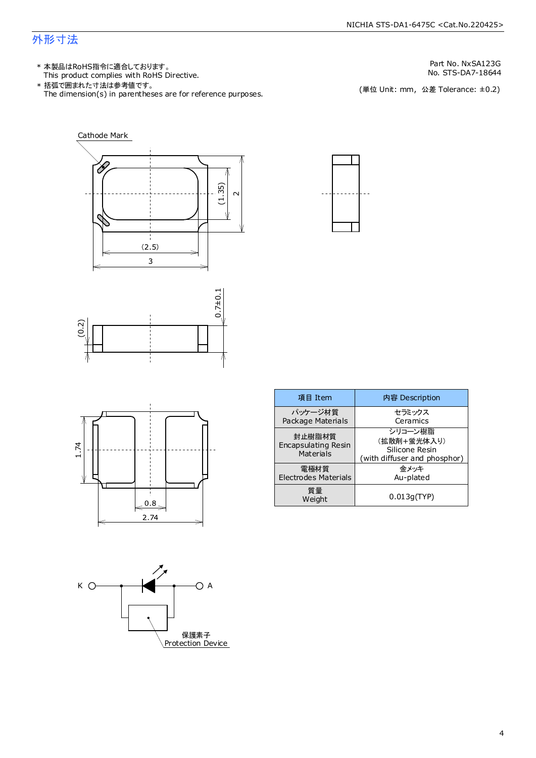# 外形寸法

\* 本製品はRoHS指令に適合しております。
This product complies with RoHS Directive.
\* 括弧で囲まれた寸法は参考値です。
The dimension(s) in parentheses are for reference purposes.

Part No. NxSA123G
No. STS-DA7-18644

(単位 Unit: mm, 公差 Tolerance: ±0.2)

Cathode Mark

(1.35)
2
(2.5)
3

(0.2)
0.7±0.1

1.74
0.8
2.74

| 項目 Item | 内容 Description |
|---|---|
| パッケージ材質<br>Package Materials | セラミックス<br>Ceramics |
| 封止樹脂材質<br>Encapsulating Resin<br>Materials | シリコーン樹脂<br>(拡散剤+蛍光体入り)<br>Silicone Resin<br>(with diffuser and phosphor) |
| 電極材質<br>Electrodes Materials | 金メッキ<br>Au-plated |
| 質量<br>Weight | 0.013g(TYP) |

K
A

保護素子
Protection Device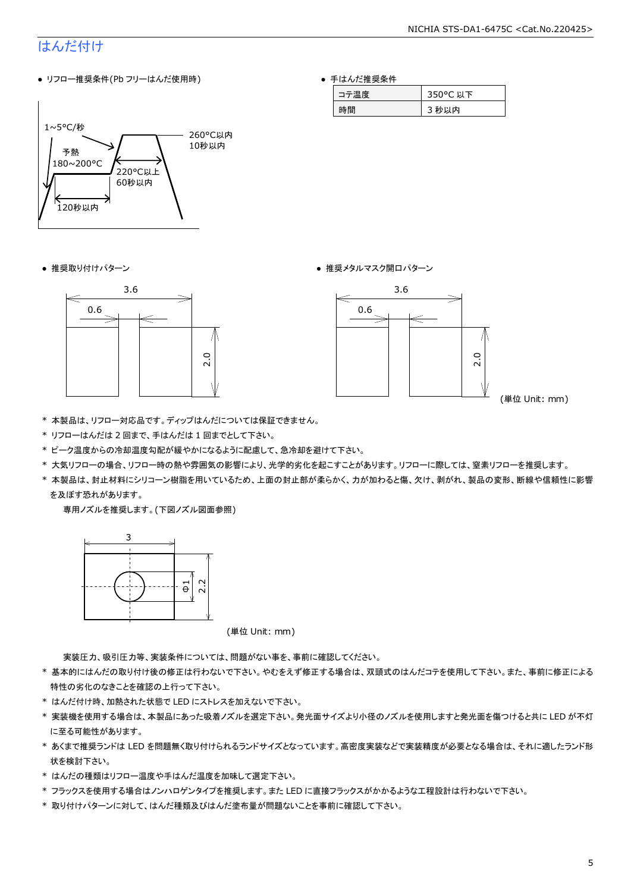# はんだ付け

- リフロー推奨条件(Pb フリーはんだ使用時)

1~5°C/秒

予熱
180~200°C

120秒以内

220°C以上
60秒以内

260°C以内
10秒以内

- 手はんだ推奨条件

| | |
|---|---|
| コテ温度 | 350°C 以下 |
| 時間 | 3 秒以内 |

- 推奨取り付けパターン

3.6
0.6
2.0

- 推奨メタルマスク開口パターン

3.6
0.6
2.0

(単位 Unit: mm)

* 本製品は、リフロー対応品です。ディップはんだについては保証できません。
* リフローはんだは 2 回まで、手はんだは 1 回までとして下さい。
* ピーク温度からの冷却温度勾配が緩やかになるように配慮して、急冷却を避けて下さい。
* 大気リフローの場合、リフロー時の熱や雰囲気の影響により、光学的劣化を起こすことがあります。リフローに際しては、窒素リフローを推奨します。
* 本製品は、封止材料にシリコーン樹脂を用いているため、上面の封止部が柔らかく、力が加わると傷、欠け、剥がれ、製品の変形、断線や信頼性に影響を及ぼす恐れがあります。

  専用ノズルを推奨します。(下図ノズル図面参照)

3
Φ1
2.2

(単位 Unit: mm)

  実装圧力、吸引圧力等、実装条件については、問題がない事を、事前に確認してください。

* 基本的にはんだの取り付け後の修正は行わないで下さい。やむをえず修正する場合は、双頭式のはんだコテを使用して下さい。また、事前に修正による特性の劣化のなきことを確認の上行って下さい。
* はんだ付け時、加熱された状態で LED にストレスを加えないで下さい。
* 実装機を使用する場合は、本製品にあった吸着ノズルを選定下さい。発光面サイズより小径のノズルを使用しますと発光面を傷つけると共に LED が不灯に至る可能性があります。
* あくまで推奨ランドは LED を問題無く取り付けられるランドサイズとなっています。高密度実装などで実装精度が必要となる場合は、それに適したランド形状を検討下さい。
* はんだの種類はリフロー温度や手はんだ温度を加味して選定下さい。
* フラックスを使用する場合はノンハロゲンタイプを推奨します。また LED に直接フラックスがかかるような工程設計は行わないで下さい。
* 取り付けパターンに対して、はんだ種類及びはんだ塗布量が問題ないことを事前に確認して下さい。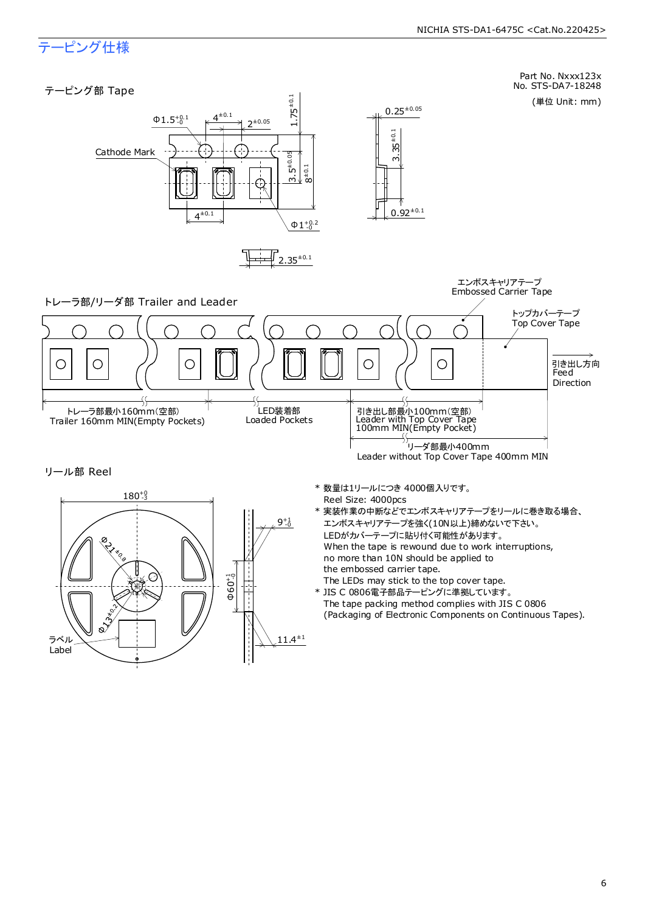# テーピング仕様

Part No. Nxxx123x
No. STS-DA7-18248

(単位 Unit: mm)

## テーピング部 Tape

Φ1.5$^{+0.1}_{-0}$

$4^{\pm0.1}$

$2^{\pm0.05}$

$1.75^{\pm0.1}$

Cathode Mark

$3.5^{\pm0.05}$

$8^{\pm0.1}$

$4^{\pm0.1}$

Φ1$^{+0.2}_{-0}$

$0.25^{\pm0.05}$

$3.35^{\pm0.1}$

$0.92^{\pm0.1}$

$2.35^{\pm0.1}$

## トレーラ部/リーダ部 Trailer and Leader

エンボスキャリアテープ
Embossed Carrier Tape

トップカバーテープ
Top Cover Tape

引き出し方向
Feed
Direction

トレーラ部最小160mm(空部)
Trailer 160mm MIN(Empty Pockets)

LED装着部
Loaded Pockets

引き出し部最小100mm(空部)
Leader with Top Cover Tape
100mm MIN(Empty Pocket)

リーダ部最小400mm
Leader without Top Cover Tape 400mm MIN

## リール部 Reel

180$^{+0}_{-3}$

Φ21$^{\pm0.8}$

Φ13$^{\pm0.2}$

ラベル
Label

Φ60$^{+1}_{-0}$

9$^{+1}_{-0}$

$11.4^{\pm1}$

* 数量は1リールにつき 4000個入りです。
  Reel Size: 4000pcs
* 実装作業の中断などでエンボスキャリアテープをリールに巻き取る場合、
  エンボスキャリアテープを強く(10N以上)締めないで下さい。
  LEDがカバーテープに貼り付く可能性があります。
  When the tape is rewound due to work interruptions,
  no more than 10N should be applied to
  the embossed carrier tape.
  The LEDs may stick to the top cover tape.
* JIS C 0806電子部品テーピングに準拠しています。
  The tape packing method complies with JIS C 0806
  (Packaging of Electronic Components on Continuous Tapes).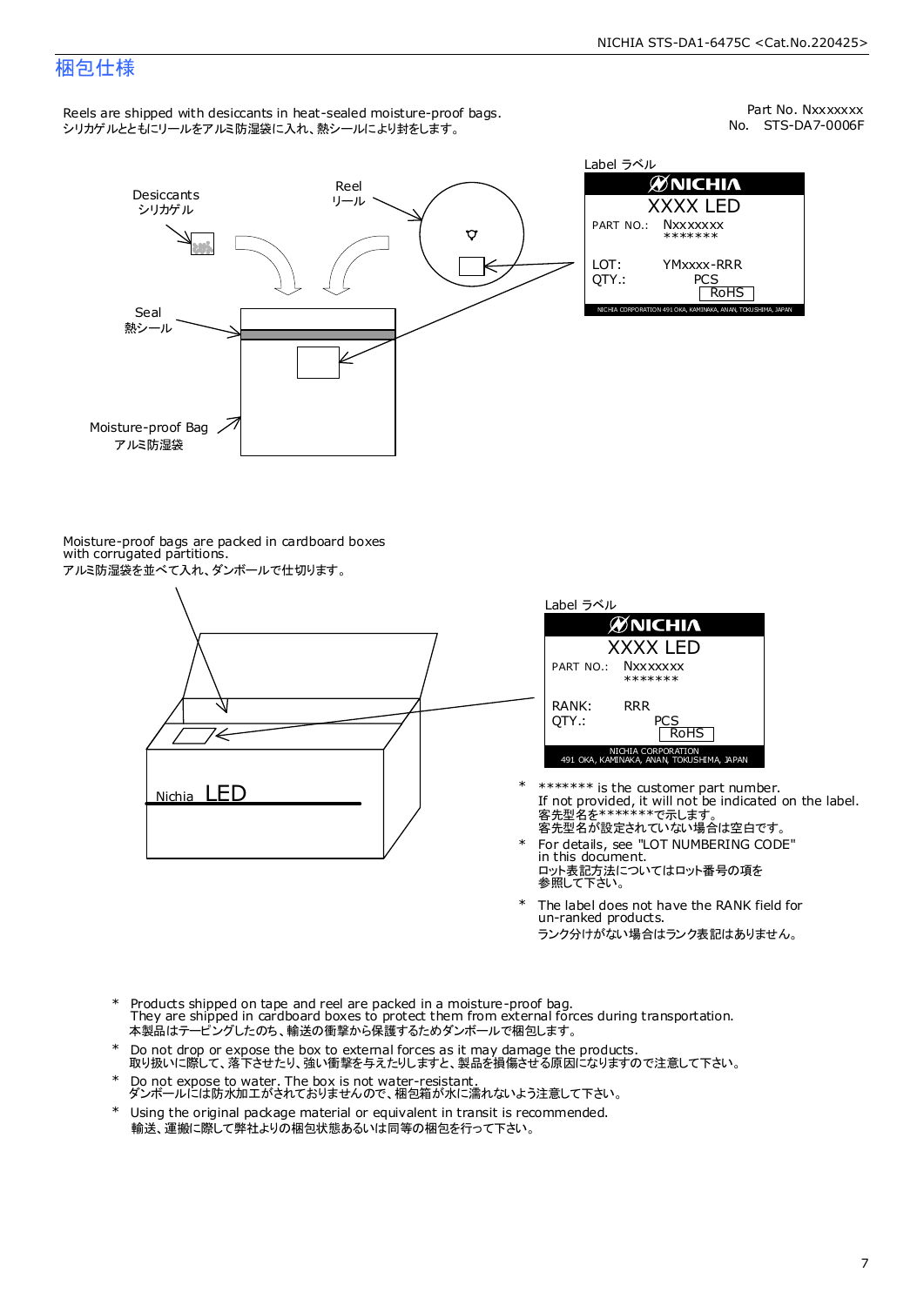# 梱包仕様

Part No. Nxxxxxxx
No. STS-DA7-0006F

Reels are shipped with desiccants in heat-sealed moisture-proof bags.
シリカゲルとともにリールをアルミ防湿袋に入れ、熱シールにより封をします。

Desiccants
シリカゲル

Reel
リール

Seal
熱シール

Moisture-proof Bag
アルミ防湿袋

Label ラベル

NICHIA
XXXX LED
PART NO.: Nxxxxxxx
*******
LOT: YMxxxx-RRR
QTY.: PCS
RoHS
NICHIA CORPORATION 491 OKA, KAMINAKA, ANAN, TOKUSHIMA, JAPAN

Moisture-proof bags are packed in cardboard boxes with corrugated partitions.
アルミ防湿袋を並べて入れ、ダンボールで仕切ります。

Nichia LED

Label ラベル

NICHIA
XXXX LED
PART NO.: Nxxxxxxx
*******
RANK: RRR
QTY.: PCS
RoHS
NICHIA CORPORATION
491 OKA, KAMINAKA, ANAN, TOKUSHIMA, JAPAN

- ******* is the customer part number.
  If not provided, it will not be indicated on the label.
  客先型名を*******で示します。
  客先型名が設定されていない場合は空白です。
- For details, see "LOT NUMBERING CODE" in this document.
  ロット表記方法についてはロット番号の項を参照して下さい。
- The label does not have the RANK field for un-ranked products.
  ランク分けがない場合はランク表記はありません。

- Products shipped on tape and reel are packed in a moisture-proof bag.
  They are shipped in cardboard boxes to protect them from external forces during transportation.
  本製品はテーピングしたのち、輸送の衝撃から保護するためダンボールで梱包します。
- Do not drop or expose the box to external forces as it may damage the products.
  取り扱いに際して、落下させたり、強い衝撃を与えたりしますと、製品を損傷させる原因になりますので注意して下さい。
- Do not expose to water. The box is not water-resistant.
  ダンボールには防水加工がされておりませんので、梱包箱が水に濡れないよう注意して下さい。
- Using the original package material or equivalent in transit is recommended.
  輸送、運搬に際して弊社よりの梱包状態あるいは同等の梱包を行って下さい。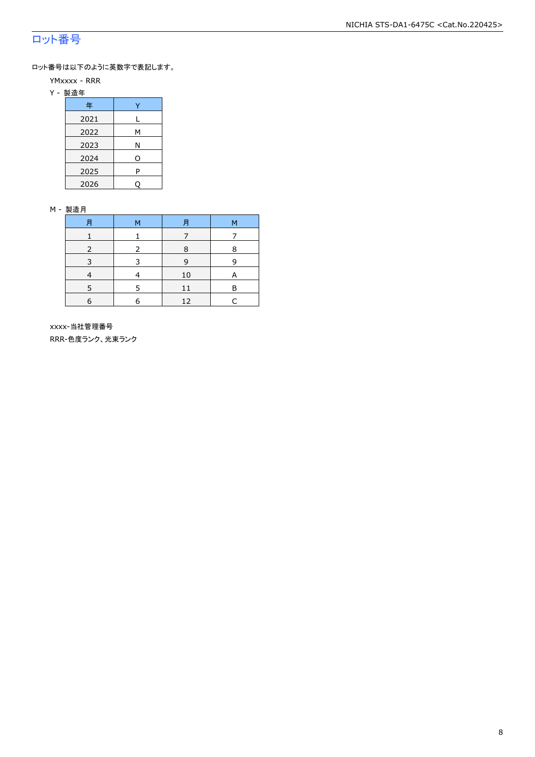## ロット番号

ロット番号は以下のように英数字で表記します。

YMxxxx - RRR

Y - 製造年

| 年 | Y |
|---|---|
| 2021 | L |
| 2022 | M |
| 2023 | N |
| 2024 | O |
| 2025 | P |
| 2026 | Q |

M - 製造月

| 月 | M | 月 | M |
|---|---|---|---|
| 1 | 1 | 7 | 7 |
| 2 | 2 | 8 | 8 |
| 3 | 3 | 9 | 9 |
| 4 | 4 | 10 | A |
| 5 | 5 | 11 | B |
| 6 | 6 | 12 | C |

xxxx-当社管理番号

RRR-色度ランク、光束ランク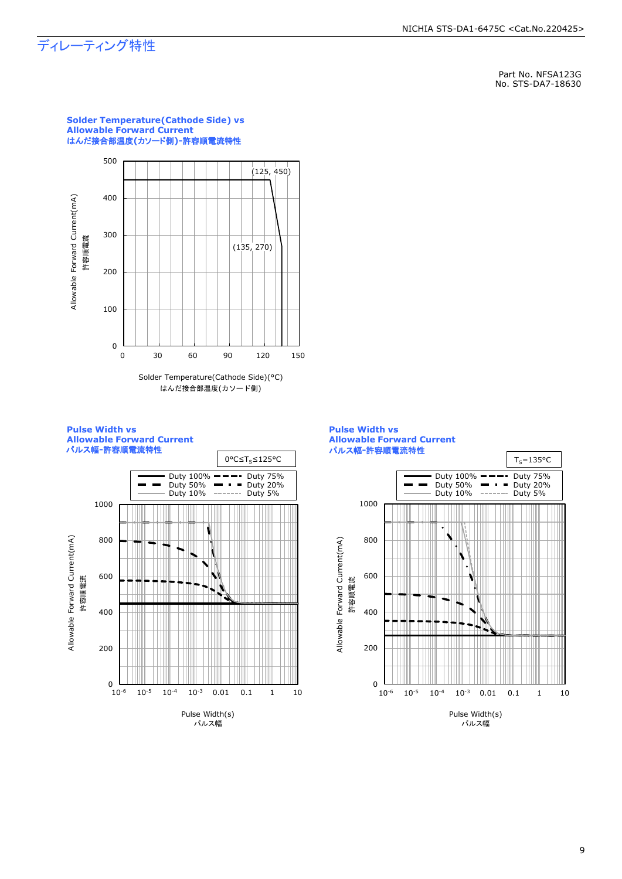# ディレーティング特性

Part No. NFSA123G
No. STS-DA7-18630

**Solder Temperature(Cathode Side) vs Allowable Forward Current**
**はんだ接合部温度(カソード側)-許容順電流特性**

Allowable Forward Current(mA)
許容順電流

500
400
300
200
100
0

0 30 60 90 120 150

(125, 450)
(135, 270)

Solder Temperature(Cathode Side)(°C)
はんだ接合部温度(カソード側)

**Pulse Width vs Allowable Forward Current**
**パルス幅-許容順電流特性**

$0°C \le T_S \le 125°C$

Duty 100% Duty 75%
Duty 50% Duty 20%
Duty 10% Duty 5%

Allowable Forward Current(mA)
許容順電流

1000
800
600
400
200
0

$10^{-6}$ $10^{-5}$ $10^{-4}$ $10^{-3}$ 0.01 0.1 1 10

Pulse Width(s)
パルス幅

**Pulse Width vs Allowable Forward Current**
**パルス幅-許容順電流特性**

$T_S = 135°C$

Duty 100% Duty 75%
Duty 50% Duty 20%
Duty 10% Duty 5%

Allowable Forward Current(mA)
許容順電流

1000
800
600
400
200
0

$10^{-6}$ $10^{-5}$ $10^{-4}$ $10^{-3}$ 0.01 0.1 1 10

Pulse Width(s)
パルス幅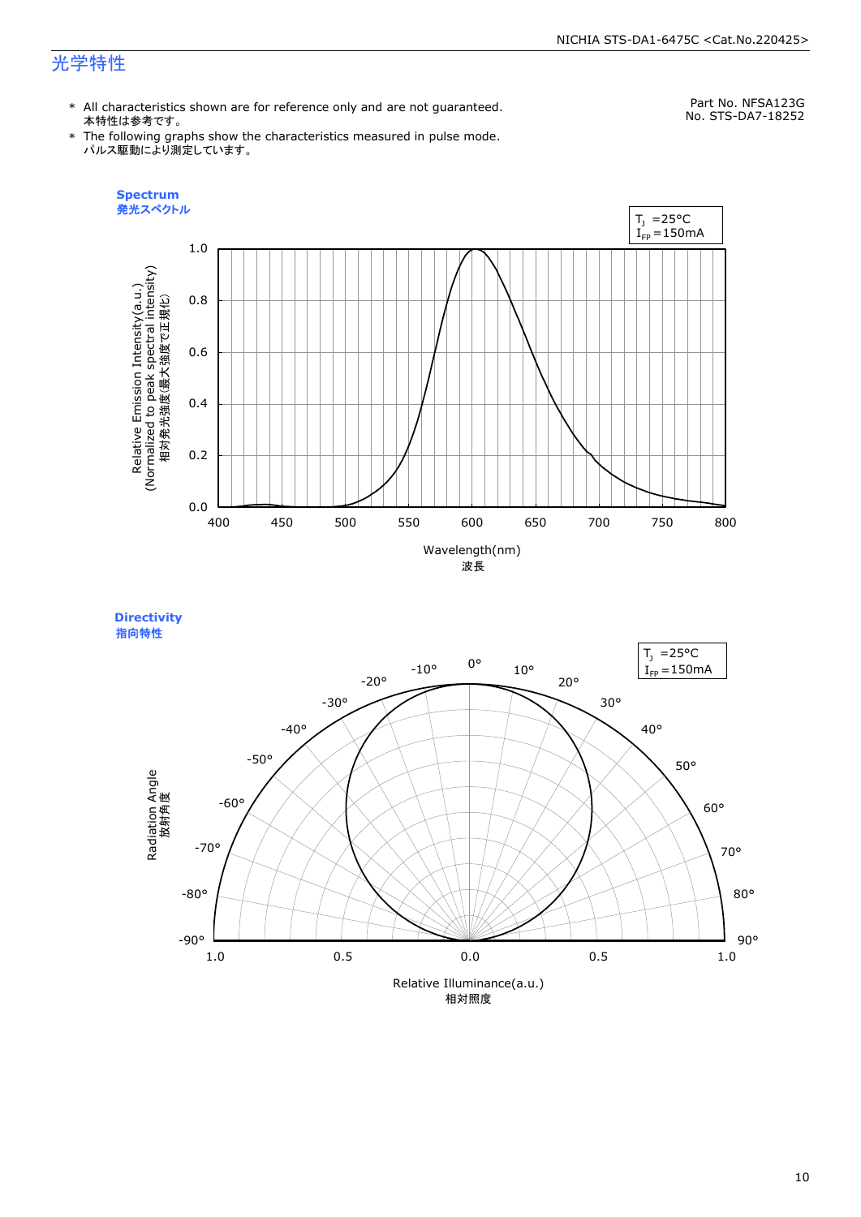# 光学特性

* All characteristics shown are for reference only and are not guaranteed.
  本特性は参考です。
* The following graphs show the characteristics measured in pulse mode.
  パルス駆動により測定しています。

Part No. NFSA123G
No. STS-DA7-18252

**Spectrum**
**発光スペクトル**

$T_J$ =25°C
$I_{FP}$ =150mA

Relative Emission Intensity(a.u.)
(Normalized to peak spectral intensity)
相対発光強度(最大強度で正規化)

1.0
0.8
0.6
0.4
0.2
0.0

400 450 500 550 600 650 700 750 800

Wavelength(nm)
波長

**Directivity**
**指向特性**

$T_J$ =25°C
$I_{FP}$ =150mA

Radiation Angle
放射角度

0° 10° 20° 30° 40° 50° 60° 70° 80° 90°
-10° -20° -30° -40° -50° -60° -70° -80° -90°

1.0 0.5 0.0 0.5 1.0

Relative Illuminance(a.u.)
相対照度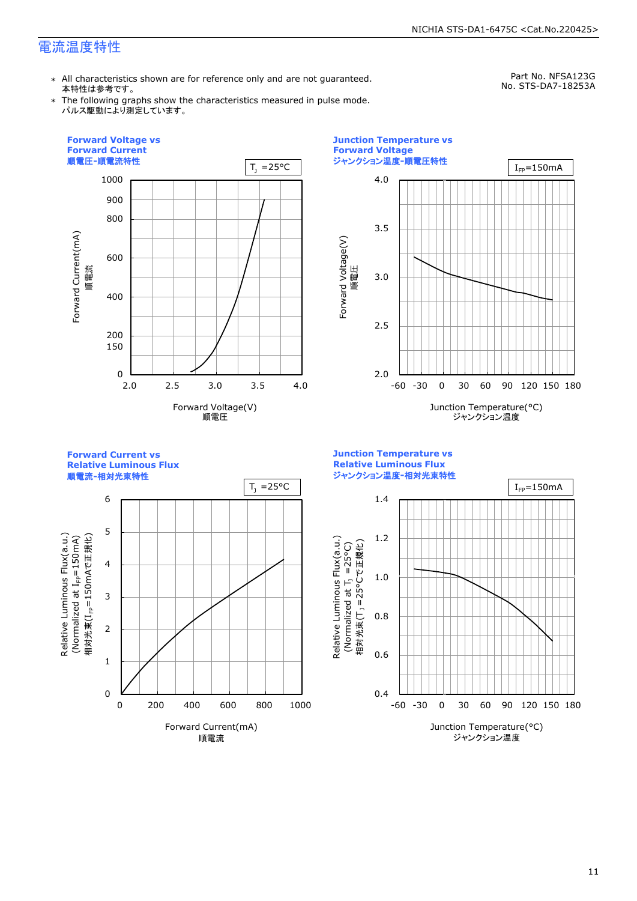# 電流温度特性

Part No. NFSA123G
No. STS-DA7-18253A

* All characteristics shown are for reference only and are not guaranteed.
本特性は参考です。
* The following graphs show the characteristics measured in pulse mode.
パルス駆動により測定しています。

**Forward Voltage vs Forward Current**
**順電圧-順電流特性**

$T_J$ =25°C

Forward Current(mA)
順電流

1000
900
800
600
400
200
150
0

2.0 2.5 3.0 3.5 4.0

Forward Voltage(V)
順電圧

**Junction Temperature vs Forward Voltage**
**ジャンクション温度-順電圧特性**

$I_{FP}$=150mA

Forward Voltage(V)
順電圧

4.0
3.5
3.0
2.5
2.0

-60 -30 0 30 60 90 120 150 180

Junction Temperature(°C)
ジャンクション温度

**Forward Current vs Relative Luminous Flux**
**順電流-相対光束特性**

$T_J$ =25°C

Relative Luminous Flux(a.u.)
(Normalized at $I_{FP}$=150mA)
相対光束($I_{FP}$=150mAで正規化)

6
5
4
3
2
1
0

0 200 400 600 800 1000

Forward Current(mA)
順電流

**Junction Temperature vs Relative Luminous Flux**
**ジャンクション温度-相対光束特性**

$I_{FP}$=150mA

Relative Luminous Flux(a.u.)
(Normalized at $T_J$ =25°C)
相対光束($T_J$ =25°Cで正規化)

1.4
1.2
1.0
0.8
0.6
0.4

-60 -30 0 30 60 90 120 150 180

Junction Temperature(°C)
ジャンクション温度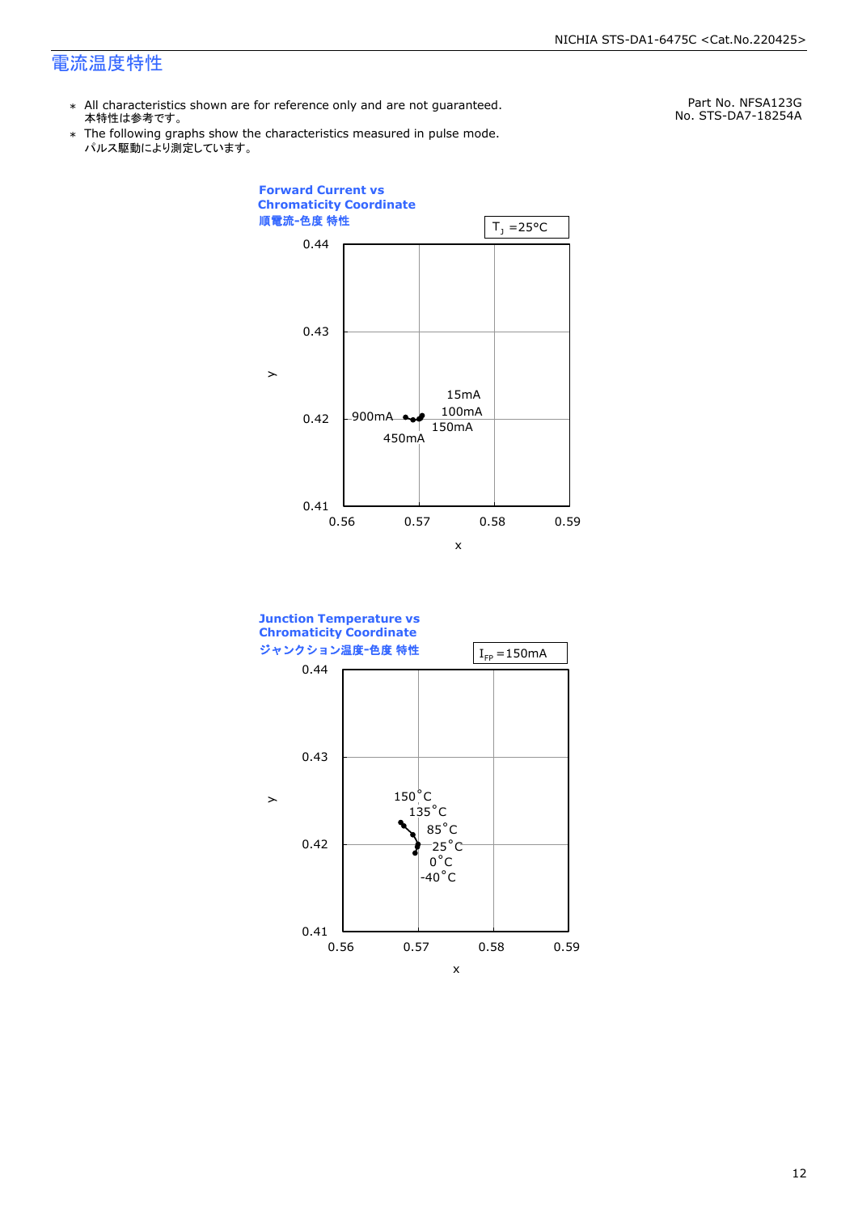# 電流温度特性

* All characteristics shown are for reference only and are not guaranteed.
  本特性は参考です。
* The following graphs show the characteristics measured in pulse mode.
  パルス駆動により測定しています。

Part No. NFSA123G
No. STS-DA7-18254A

**Forward Current vs Chromaticity Coordinate**
**順電流-色度 特性**

$T_J$ =25°C

0.44
0.43
0.42
0.41
y
0.56
0.57
0.58
0.59
x

15mA
100mA
150mA
900mA
450mA

**Junction Temperature vs Chromaticity Coordinate**
**ジャンクション温度-色度 特性**

$I_{FP}$ =150mA

0.44
0.43
0.42
0.41
y
0.56
0.57
0.58
0.59
x

150°C
135°C
85°C
25°C
0°C
-40°C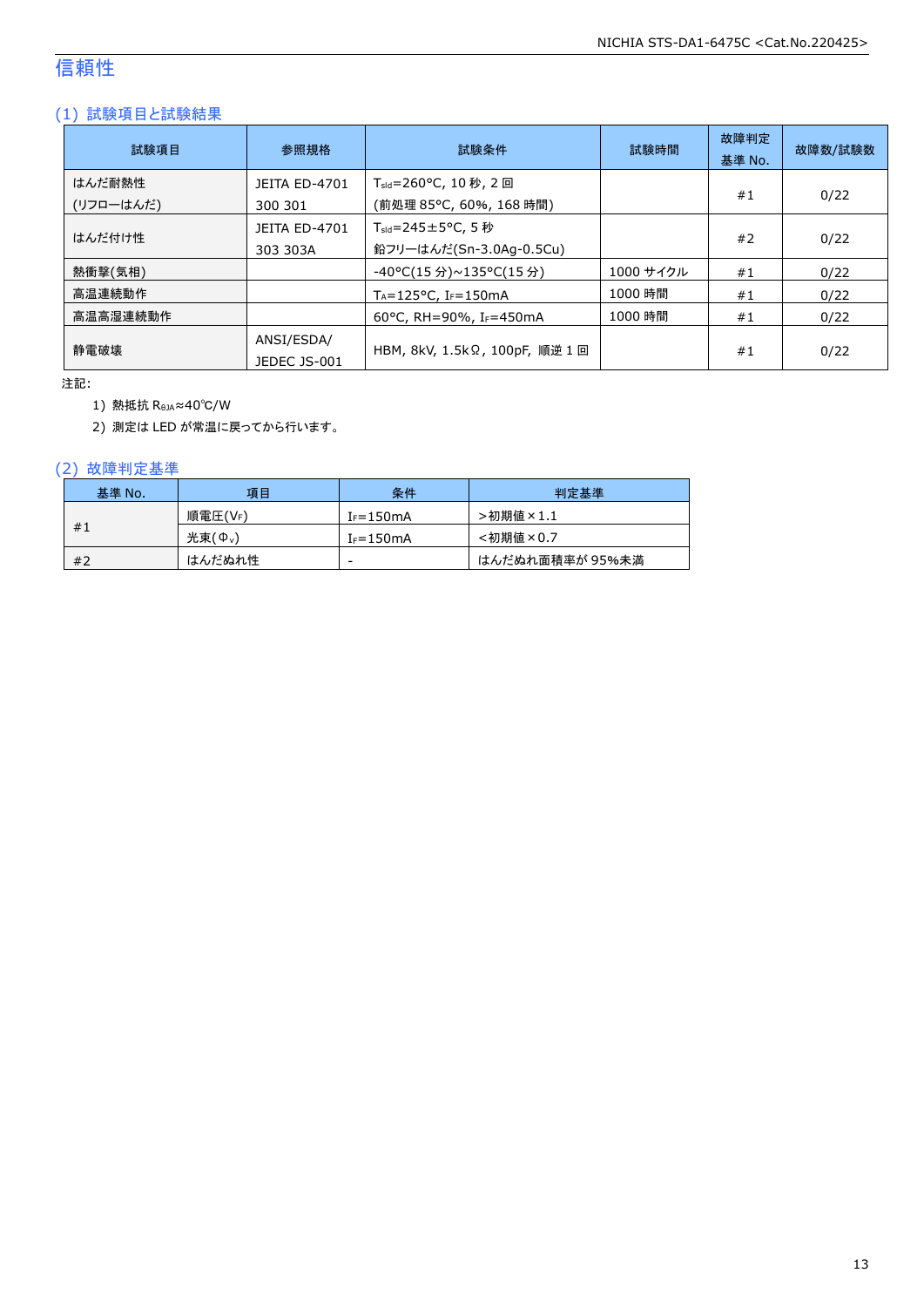# 信頼性

## (1) 試験項目と試験結果

| 試験項目 | 参照規格 | 試験条件 | 試験時間 | 故障判定基準 No. | 故障数/試験数 |
|---|---|---|---|---|---|
| はんだ耐熱性 (リフローはんだ) | JEITA ED-4701 300 301 | $T_{sld}$=260°C, 10 秒, 2 回 (前処理 85°C, 60%, 168 時間) | | #1 | 0/22 |
| はんだ付け性 | JEITA ED-4701 303 303A | $T_{sld}$=245±5°C, 5 秒 鉛フリーはんだ(Sn-3.0Ag-0.5Cu) | | #2 | 0/22 |
| 熱衝撃(気相) | | -40°C(15 分)~135°C(15 分) | 1000 サイクル | #1 | 0/22 |
| 高温連続動作 | | $T_A$=125°C, $I_F$=150mA | 1000 時間 | #1 | 0/22 |
| 高温高湿連続動作 | | 60°C, RH=90%, $I_F$=450mA | 1000 時間 | #1 | 0/22 |
| 静電破壊 | ANSI/ESDA/ JEDEC JS-001 | HBM, 8kV, 1.5kΩ, 100pF, 順逆 1 回 | | #1 | 0/22 |

注記:

1) 熱抵抗 $R_{θJA}$≈40°C/W
2) 測定は LED が常温に戻ってから行います。

## (2) 故障判定基準

| 基準 No. | 項目 | 条件 | 判定基準 |
|---|---|---|---|
| #1 | 順電圧($V_F$) | $I_F$=150mA | >初期値×1.1 |
| | 光束($Φ_V$) | $I_F$=150mA | <初期値×0.7 |
| #2 | はんだぬれ性 | - | はんだぬれ面積率が 95%未満 |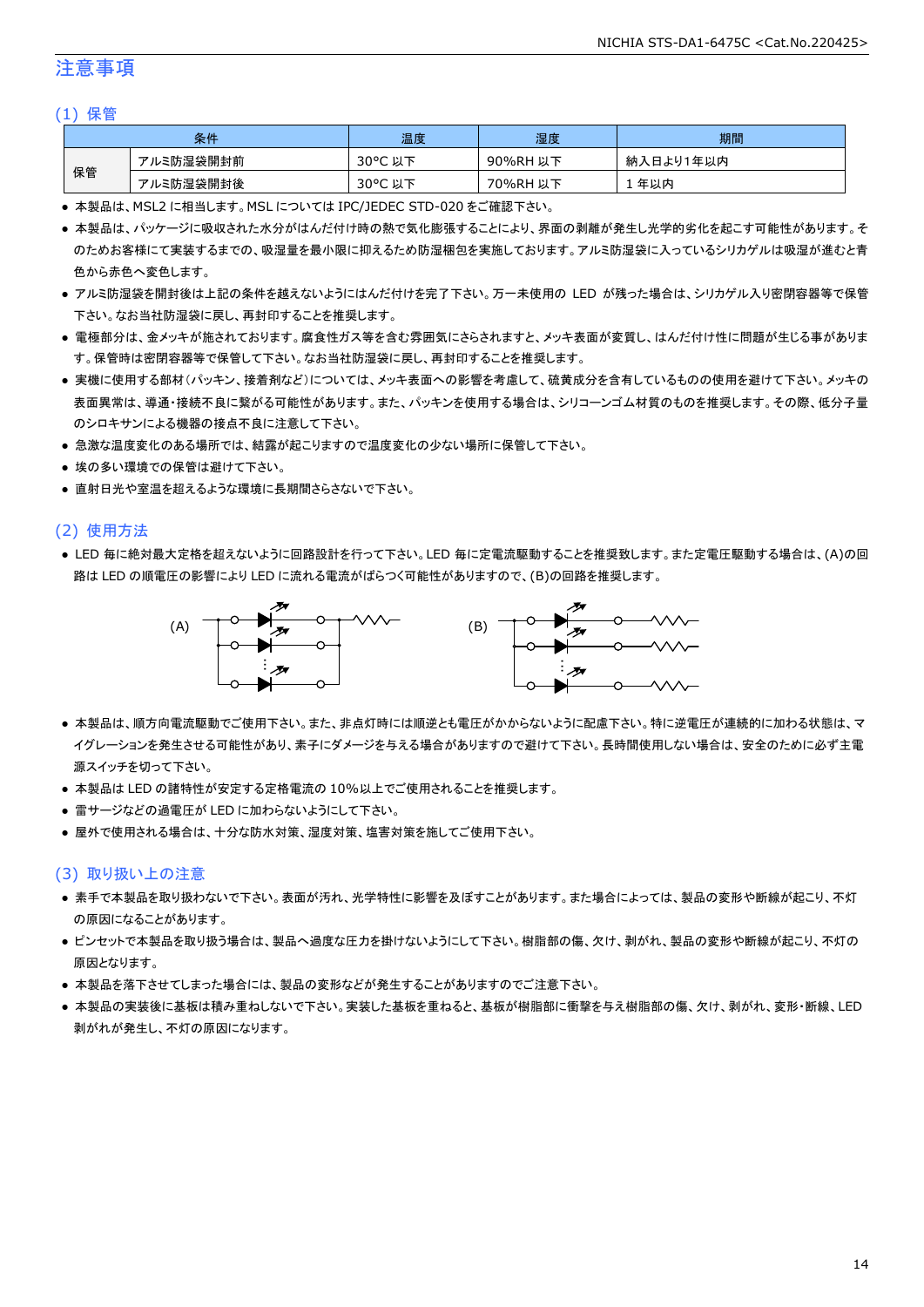# 注意事項

## (1) 保管

| 条件 | | 温度 | 湿度 | 期間 |
|---|---|---|---|---|
| 保管 | アルミ防湿袋開封前 | 30°C 以下 | 90%RH 以下 | 納入日より1年以内 |
| | アルミ防湿袋開封後 | 30°C 以下 | 70%RH 以下 | 1 年以内 |

- 本製品は、MSL2 に相当します。MSL については IPC/JEDEC STD-020 をご確認下さい。
- 本製品は、パッケージに吸収された水分がはんだ付け時の熱で気化膨張することにより、界面の剥離が発生し光学的劣化を起こす可能性があります。そのためお客様にて実装するまでの、吸湿量を最小限に抑えるため防湿梱包を実施しております。アルミ防湿袋に入っているシリカゲルは吸湿が進むと青色から赤色へ変色します。
- アルミ防湿袋を開封後は上記の条件を越えないようにはんだ付けを完了下さい。万一未使用の LED が残った場合は、シリカゲル入り密閉容器等で保管下さい。なお当社防湿袋に戻し、再封印することを推奨します。
- 電極部分は、金メッキが施されております。腐食性ガス等を含む雰囲気にさらされますと、メッキ表面が変質し、はんだ付け性に問題が生じる事があります。保管時は密閉容器等で保管して下さい。なお当社防湿袋に戻し、再封印することを推奨します。
- 実機に使用する部材(パッキン、接着剤など)については、メッキ表面への影響を考慮して、硫黄成分を含有しているものの使用を避けて下さい。メッキの表面異常は、導通・接続不良に繋がる可能性があります。また、パッキンを使用する場合は、シリコーンゴム材質のものを推奨します。その際、低分子量のシロキサンによる機器の接点不良に注意して下さい。
- 急激な温度変化のある場所では、結露が起こりますので温度変化の少ない場所に保管して下さい。
- 埃の多い環境での保管は避けて下さい。
- 直射日光や室温を超えるような環境に長期間さらさないで下さい。

## (2) 使用方法

- LED 毎に絶対最大定格を超えないように回路設計を行って下さい。LED 毎に定電流駆動することを推奨致します。また定電圧駆動する場合は、(A)の回路は LED の順電圧の影響により LED に流れる電流がばらつく可能性がありますので、(B)の回路を推奨します。

(A)

(B)

- 本製品は、順方向電流駆動でご使用下さい。また、非点灯時には順逆とも電圧がかからないように配慮下さい。特に逆電圧が連続的に加わる状態は、マイグレーションを発生させる可能性があり、素子にダメージを与える場合がありますので避けて下さい。長時間使用しない場合は、安全のために必ず主電源スイッチを切って下さい。
- 本製品は LED の諸特性が安定する定格電流の 10%以上でご使用されることを推奨します。
- 雷サージなどの過電圧が LED に加わらないようにして下さい。
- 屋外で使用される場合は、十分な防水対策、湿度対策、塩害対策を施してご使用下さい。

## (3) 取り扱い上の注意

- 素手で本製品を取り扱わないで下さい。表面が汚れ、光学特性に影響を及ぼすことがあります。また場合によっては、製品の変形や断線が起こり、不灯の原因になることがあります。
- ピンセットで本製品を取り扱う場合は、製品へ過度な圧力を掛けないようにして下さい。樹脂部の傷、欠け、剥がれ、製品の変形や断線が起こり、不灯の原因となります。
- 本製品を落下させてしまった場合には、製品の変形などが発生することがありますのでご注意下さい。
- 本製品の実装後に基板は積み重ねしないで下さい。実装した基板を重ねると、基板が樹脂部に衝撃を与え樹脂部の傷、欠け、剥がれ、変形・断線、LED 剥がれが発生し、不灯の原因になります。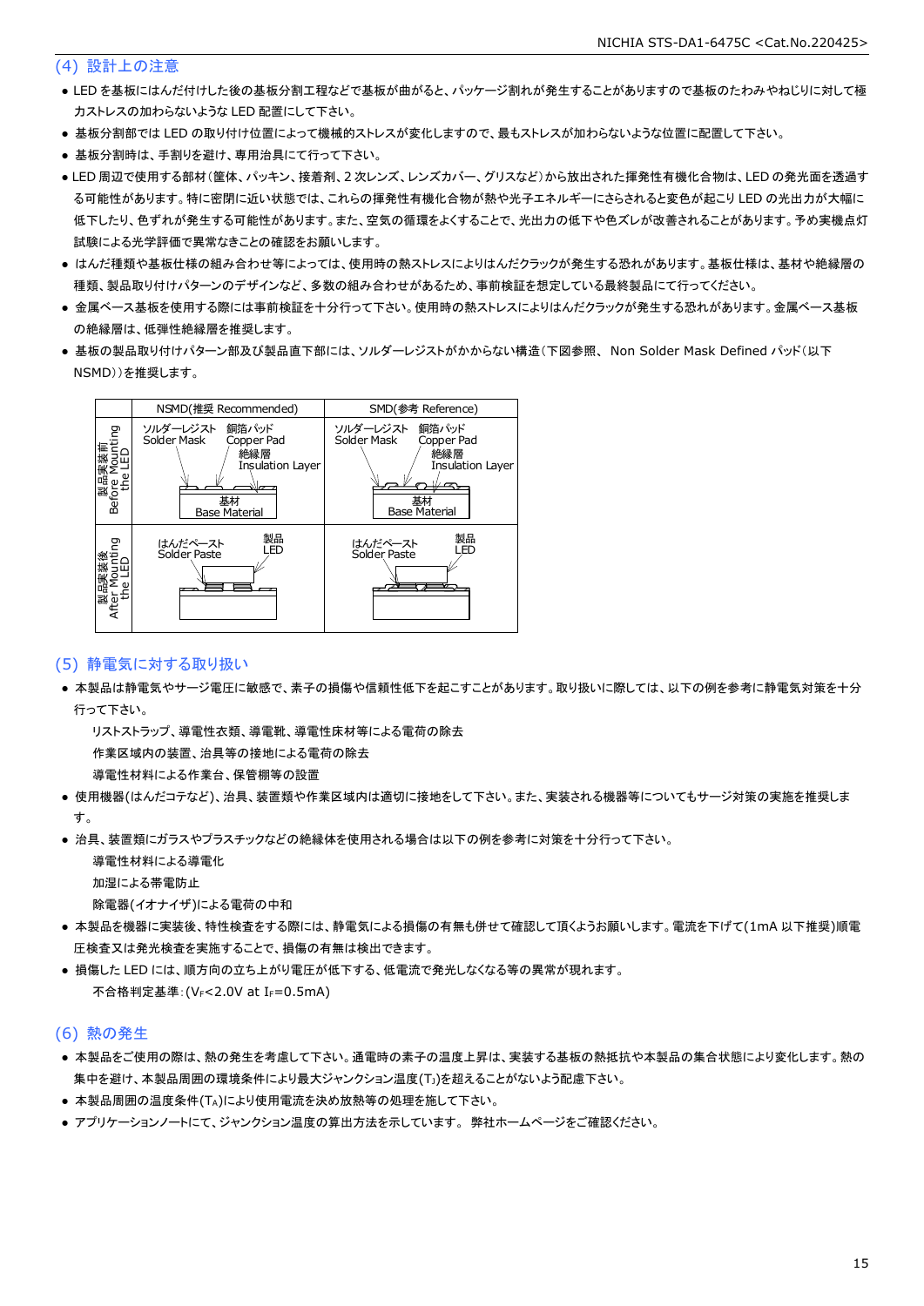## (4) 設計上の注意

- LED を基板にはんだ付けした後の基板分割工程などで基板が曲がると、パッケージ割れが発生することがありますので基板のたわみやねじりに対して極力ストレスの加わらないような LED 配置にして下さい。
- 基板分割部では LED の取り付け位置によって機械的ストレスが変化しますので、最もストレスが加わらないような位置に配置して下さい。
- 基板分割時は、手割りを避け、専用治具にて行って下さい。
- LED 周辺で使用する部材（筐体、パッキン、接着剤、2 次レンズ、レンズカバー、グリスなど）から放出された揮発性有機化合物は、LED の発光面を透過する可能性があります。特に密閉に近い状態では、これらの揮発性有機化合物が熱や光子エネルギーにさらされると変色が起こり LED の光出力が大幅に低下したり、色ずれが発生する可能性があります。また、空気の循環をよくすることで、光出力の低下や色ズレが改善されることがあります。予め実機点灯試験による光学評価で異常なきことの確認をお願いします。
- はんだ種類や基板仕様の組み合わせ等によっては、使用時の熱ストレスによりはんだクラックが発生する恐れがあります。基板仕様は、基材や絶縁層の種類、製品取り付けパターンのデザインなど、多数の組み合わせがあるため、事前検証を想定している最終製品にて行ってください。
- 金属ベース基板を使用する際には事前検証を十分行って下さい。使用時の熱ストレスによりはんだクラックが発生する恐れがあります。金属ベース基板の絶縁層は、低弾性絶縁層を推奨します。
- 基板の製品取り付けパターン部及び製品直下部には、ソルダーレジストがかからない構造（下図参照、 Non Solder Mask Defined パッド（以下 NSMD））を推奨します。

| | NSMD(推奨 Recommended) | SMD(参考 Reference) |
|---|---|---|
| 製品実装前 Before Mounting the LED | ソルダーレジスト Solder Mask<br>銅箔パッド Copper Pad<br>絶縁層 Insulation Layer<br>基材 Base Material | ソルダーレジスト Solder Mask<br>銅箔パッド Copper Pad<br>絶縁層 Insulation Layer<br>基材 Base Material |
| 製品実装後 After Mounting the LED | はんだペースト Solder Paste<br>製品 LED | はんだペースト Solder Paste<br>製品 LED |

## (5) 静電気に対する取り扱い

- 本製品は静電気やサージ電圧に敏感で、素子の損傷や信頼性低下を起こすことがあります。取り扱いに際しては、以下の例を参考に静電気対策を十分行って下さい。

  リストストラップ、導電性衣類、導電靴、導電性床材等による電荷の除去

  作業区域内の装置、治具等の接地による電荷の除去

  導電性材料による作業台、保管棚等の設置
- 使用機器(はんだコテなど)、治具、装置類や作業区域内は適切に接地をして下さい。また、実装される機器等についてもサージ対策の実施を推奨します。
- 治具、装置類にガラスやプラスチックなどの絶縁体を使用される場合は以下の例を参考に対策を十分行って下さい。

  導電性材料による導電化

  加湿による帯電防止

  除電器(イオナイザ)による電荷の中和
- 本製品を機器に実装後、特性検査をする際には、静電気による損傷の有無も併せて確認して頂くようお願いします。電流を下げて(1mA 以下推奨)順電圧検査又は発光検査を実施することで、損傷の有無は検出できます。
- 損傷した LED には、順方向の立ち上がり電圧が低下する、低電流で発光しなくなる等の異常が現れます。

  不合格判定基準：($V_F$<2.0V at $I_F$=0.5mA)

## (6) 熱の発生

- 本製品をご使用の際は、熱の発生を考慮して下さい。通電時の素子の温度上昇は、実装する基板の熱抵抗や本製品の集合状態により変化します。熱の集中を避け、本製品周囲の環境条件により最大ジャンクション温度($T_J$)を超えることがないよう配慮下さい。
- 本製品周囲の温度条件($T_A$)により使用電流を決め放熱等の処理を施して下さい。
- アプリケーションノートにて、ジャンクション温度の算出方法を示しています。 弊社ホームページをご確認ください。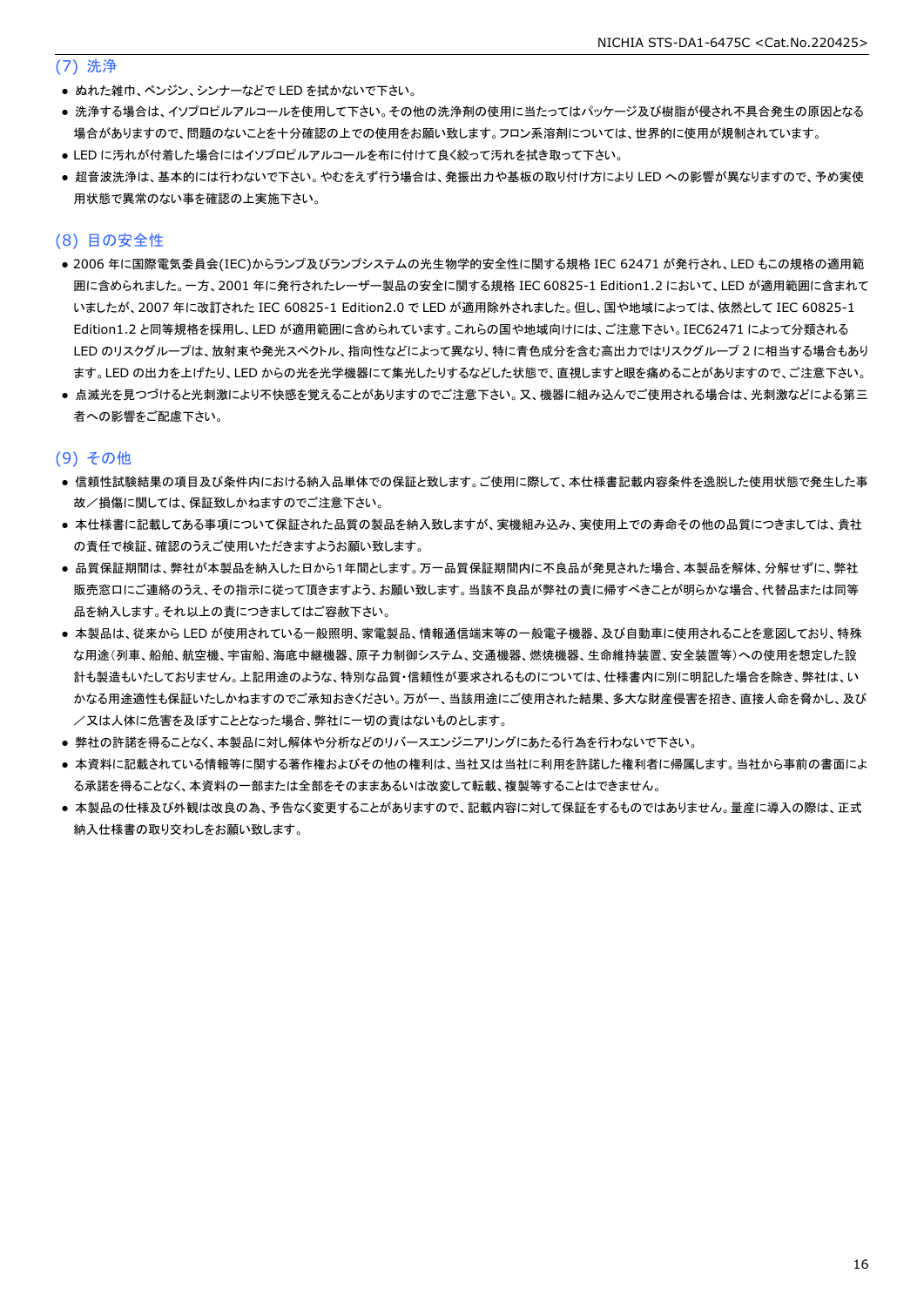### (7) 洗浄

- ぬれた雑巾、ベンジン、シンナーなどで LED を拭かないで下さい。
- 洗浄する場合は、イソプロピルアルコールを使用して下さい。その他の洗浄剤の使用に当たってはパッケージ及び樹脂が侵され不具合発生の原因となる場合がありますので、問題のないことを十分確認の上での使用をお願い致します。フロン系溶剤については、世界的に使用が規制されています。
- LED に汚れが付着した場合にはイソプロピルアルコールを布に付けて良く絞って汚れを拭き取って下さい。
- 超音波洗浄は、基本的には行わないで下さい。やむをえず行う場合は、発振出力や基板の取り付け方により LED への影響が異なりますので、予め実使用状態で異常のない事を確認の上実施下さい。

### (8) 目の安全性

- 2006 年に国際電気委員会(IEC)からランプ及びランプシステムの光生物学的安全性に関する規格 IEC 62471 が発行され、LED もこの規格の適用範囲に含められました。一方、2001 年に発行されたレーザー製品の安全に関する規格 IEC 60825-1 Edition1.2 において、LED が適用範囲に含まれていましたが、2007 年に改訂された IEC 60825-1 Edition2.0 で LED が適用除外されました。但し、国や地域によっては、依然として IEC 60825-1 Edition1.2 と同等規格を採用し、LED が適用範囲に含められています。これらの国や地域向けには、ご注意下さい。IEC62471 によって分類される LED のリスクグループは、放射束や発光スペクトル、指向性などによって異なり、特に青色成分を含む高出力ではリスクグループ 2 に相当する場合もあります。LED の出力を上げたり、LED からの光を光学機器にて集光したりするなどした状態で、直視しますと眼を痛めることがありますので、ご注意下さい。
- 点滅光を見つづけると光刺激により不快感を覚えることがありますのでご注意下さい。又、機器に組み込んでご使用される場合は、光刺激などによる第三者への影響をご配慮下さい。

### (9) その他

- 信頼性試験結果の項目及び条件内における納入品単体での保証と致します。ご使用に際して、本仕様書記載内容条件を逸脱した使用状態で発生した事故／損傷に関しては、保証致しかねますのでご注意下さい。
- 本仕様書に記載してある事項について保証された品質の製品を納入致しますが、実機組み込み、実使用上での寿命その他の品質につきましては、貴社の責任で検証、確認のうえご使用いただきますようお願い致します。
- 品質保証期間は、弊社が本製品を納入した日から1年間とします。万一品質保証期間内に不良品が発見された場合、本製品を解体、分解せずに、弊社販売窓口にご連絡のうえ、その指示に従って頂きますよう、お願い致します。当該不良品が弊社の責に帰すべきことが明らかな場合、代替品または同等品を納入します。それ以上の責につきましてはご容赦下さい。
- 本製品は、従来から LED が使用されている一般照明、家電製品、情報通信端末等の一般電子機器、及び自動車に使用されることを意図しており、特殊な用途（列車、船舶、航空機、宇宙船、海底中継機器、原子力制御システム、交通機器、燃焼機器、生命維持装置、安全装置等）への使用を想定した設計も製造もいたしておりません。上記用途のような、特別な品質･信頼性が要求されるものについては、仕様書内に別に明記した場合を除き、弊社は、いかなる用途適性も保証いたしかねますのでご承知おきください。万が一、当該用途にご使用された結果、多大な財産侵害を招き、直接人命を脅かし、及び／又は人体に危害を及ぼすこととなった場合、弊社に一切の責はないものとします。
- 弊社の許諾を得ることなく、本製品に対し解体や分析などのリバースエンジニアリングにあたる行為を行わないで下さい。
- 本資料に記載されている情報等に関する著作権およびその他の権利は、当社又は当社に利用を許諾した権利者に帰属します。当社から事前の書面による承諾を得ることなく、本資料の一部または全部をそのままあるいは改変して転載、複製等することはできません。
- 本製品の仕様及び外観は改良の為、予告なく変更することがありますので、記載内容に対して保証をするものではありません。量産に導入の際は、正式納入仕様書の取り交わしをお願い致します。